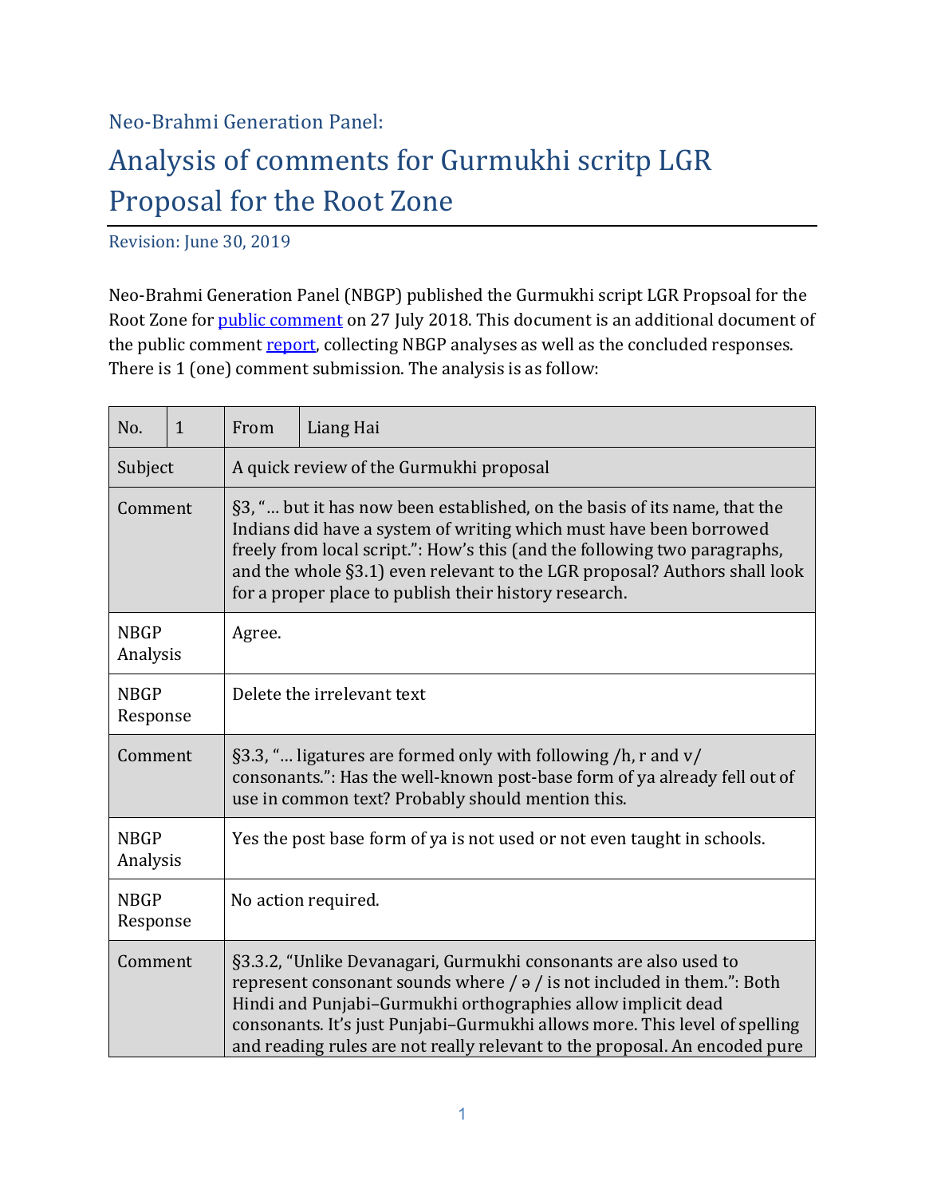Neo-Brahmi Generation Panel:

# Analysis of comments for Gurmukhi scritp LGR Proposal for the Root Zone

Revision: June 30, 2019

Neo-Brahmi Generation Panel (NBGP) published the Gurmukhi script LGR Propsoal for the Root Zone for public comment on 27 July 2018. This document is an additional document of the public comment report, collecting NBGP analyses as well as the concluded responses. There is 1 (one) comment submission. The analysis is as follow:

| No. | 1 | From | Liang Hai |
|---|---|---|---|
| Subject | | A quick review of the Gurmukhi proposal | |
| Comment | | §3, "… but it has now been established, on the basis of its name, that the Indians did have a system of writing which must have been borrowed freely from local script.": How's this (and the following two paragraphs, and the whole §3.1) even relevant to the LGR proposal? Authors shall look for a proper place to publish their history research. | |
| NBGP Analysis | | Agree. | |
| NBGP Response | | Delete the irrelevant text | |
| Comment | | §3.3, "… ligatures are formed only with following /h, r and v/ consonants.": Has the well-known post-base form of ya already fell out of use in common text? Probably should mention this. | |
| NBGP Analysis | | Yes the post base form of ya is not used or not even taught in schools. | |
| NBGP Response | | No action required. | |
| Comment | | §3.3.2, "Unlike Devanagari, Gurmukhi consonants are also used to represent consonant sounds where / ə / is not included in them.": Both Hindi and Punjabi–Gurmukhi orthographies allow implicit dead consonants. It's just Punjabi–Gurmukhi allows more. This level of spelling and reading rules are not really relevant to the proposal. An encoded pure | |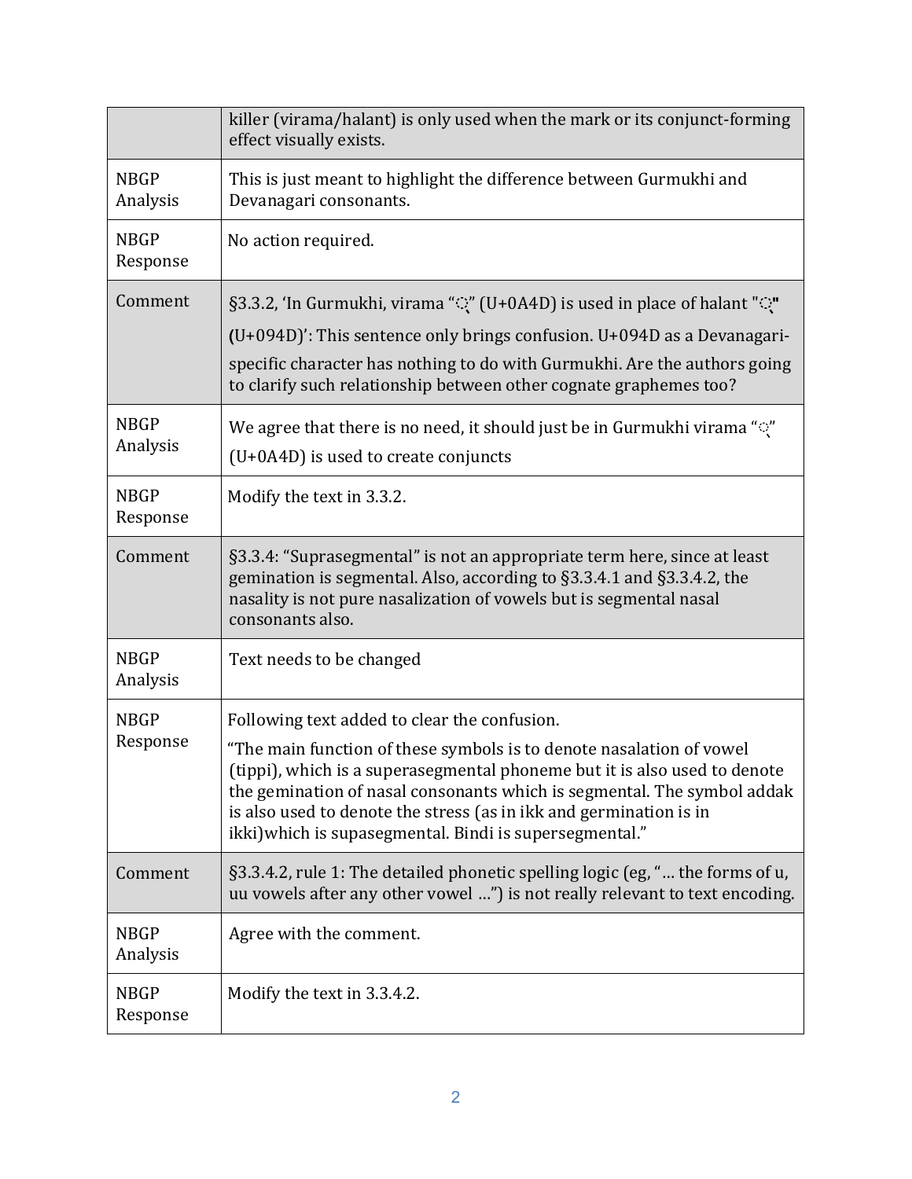|  |  |
|---|---|
|  | killer (virama/halant) is only used when the mark or its conjunct-forming effect visually exists. |
| NBGP Analysis | This is just meant to highlight the difference between Gurmukhi and Devanagari consonants. |
| NBGP Response | No action required. |
| Comment | §3.3.2, 'In Gurmukhi, virama "੍" (U+0A4D) is used in place of halant "्" (U+094D)': This sentence only brings confusion. U+094D as a Devanagari-specific character has nothing to do with Gurmukhi. Are the authors going to clarify such relationship between other cognate graphemes too? |
| NBGP Analysis | We agree that there is no need, it should just be in Gurmukhi virama "੍" (U+0A4D) is used to create conjuncts |
| NBGP Response | Modify the text in 3.3.2. |
| Comment | §3.3.4: "Suprasegmental" is not an appropriate term here, since at least gemination is segmental. Also, according to §3.3.4.1 and §3.3.4.2, the nasality is not pure nasalization of vowels but is segmental nasal consonants also. |
| NBGP Analysis | Text needs to be changed |
| NBGP Response | Following text added to clear the confusion.<br>"The main function of these symbols is to denote nasalation of vowel (tippi), which is a superasegmental phoneme but it is also used to denote the gemination of nasal consonants which is segmental. The symbol addak is also used to denote the stress (as in ikk and germination is in ikki)which is supasegmental. Bindi is supersegmental." |
| Comment | §3.3.4.2, rule 1: The detailed phonetic spelling logic (eg, "… the forms of u, uu vowels after any other vowel …") is not really relevant to text encoding. |
| NBGP Analysis | Agree with the comment. |
| NBGP Response | Modify the text in 3.3.4.2. |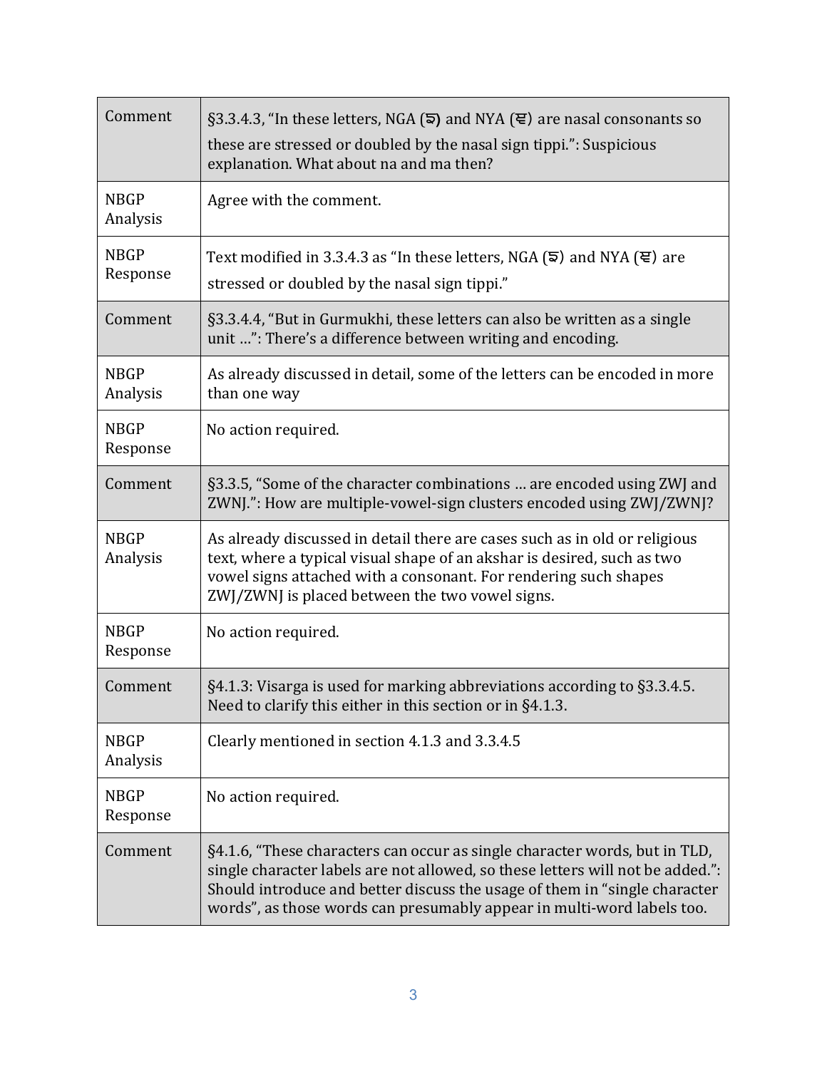| | |
|---|---|
| Comment | §3.3.4.3, "In these letters, NGA (ਙ) and NYA (ਞ) are nasal consonants so these are stressed or doubled by the nasal sign tippi.": Suspicious explanation. What about na and ma then? |
| NBGP Analysis | Agree with the comment. |
| NBGP Response | Text modified in 3.3.4.3 as "In these letters, NGA (ਙ) and NYA (ਞ) are stressed or doubled by the nasal sign tippi." |
| Comment | §3.3.4.4, "But in Gurmukhi, these letters can also be written as a single unit …": There's a difference between writing and encoding. |
| NBGP Analysis | As already discussed in detail, some of the letters can be encoded in more than one way |
| NBGP Response | No action required. |
| Comment | §3.3.5, "Some of the character combinations … are encoded using ZWJ and ZWNJ.": How are multiple-vowel-sign clusters encoded using ZWJ/ZWNJ? |
| NBGP Analysis | As already discussed in detail there are cases such as in old or religious text, where a typical visual shape of an akshar is desired, such as two vowel signs attached with a consonant. For rendering such shapes ZWJ/ZWNJ is placed between the two vowel signs. |
| NBGP Response | No action required. |
| Comment | §4.1.3: Visarga is used for marking abbreviations according to §3.3.4.5. Need to clarify this either in this section or in §4.1.3. |
| NBGP Analysis | Clearly mentioned in section 4.1.3 and 3.3.4.5 |
| NBGP Response | No action required. |
| Comment | §4.1.6, "These characters can occur as single character words, but in TLD, single character labels are not allowed, so these letters will not be added.": Should introduce and better discuss the usage of them in "single character words", as those words can presumably appear in multi-word labels too. |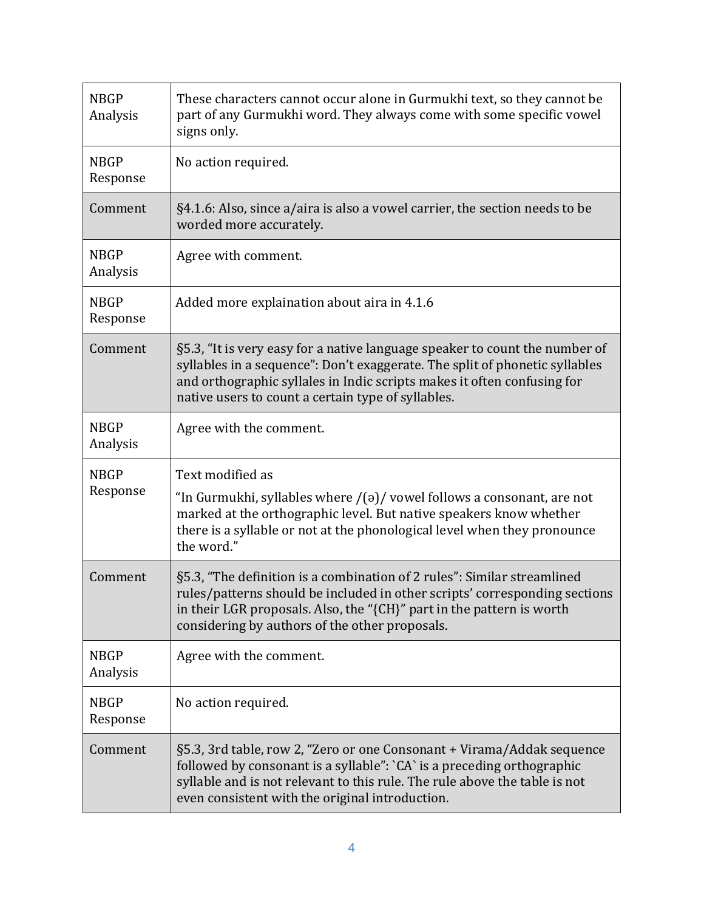| | |
|---|---|
| NBGP Analysis | These characters cannot occur alone in Gurmukhi text, so they cannot be part of any Gurmukhi word. They always come with some specific vowel signs only. |
| NBGP Response | No action required. |
| Comment | §4.1.6: Also, since a/aira is also a vowel carrier, the section needs to be worded more accurately. |
| NBGP Analysis | Agree with comment. |
| NBGP Response | Added more explaination about aira in 4.1.6 |
| Comment | §5.3, "It is very easy for a native language speaker to count the number of syllables in a sequence": Don't exaggerate. The split of phonetic syllables and orthographic syllales in Indic scripts makes it often confusing for native users to count a certain type of syllables. |
| NBGP Analysis | Agree with the comment. |
| NBGP Response | Text modified as<br>"In Gurmukhi, syllables where /(ə)/ vowel follows a consonant, are not marked at the orthographic level. But native speakers know whether there is a syllable or not at the phonological level when they pronounce the word." |
| Comment | §5.3, "The definition is a combination of 2 rules": Similar streamlined rules/patterns should be included in other scripts' corresponding sections in their LGR proposals. Also, the "{CH}" part in the pattern is worth considering by authors of the other proposals. |
| NBGP Analysis | Agree with the comment. |
| NBGP Response | No action required. |
| Comment | §5.3, 3rd table, row 2, "Zero or one Consonant + Virama/Addak sequence followed by consonant is a syllable": \`CA\` is a preceding orthographic syllable and is not relevant to this rule. The rule above the table is not even consistent with the original introduction. |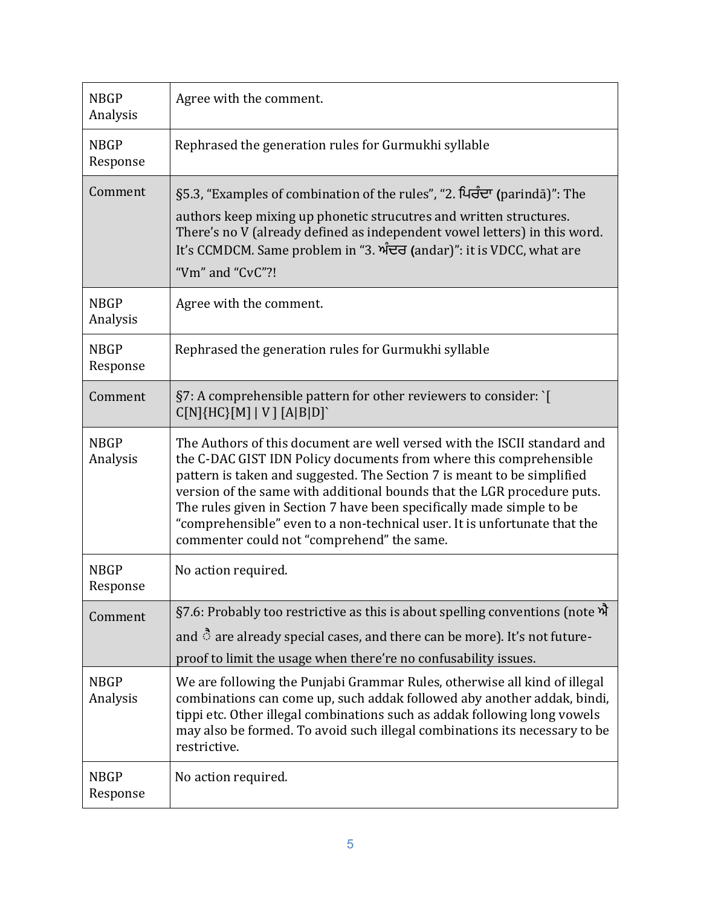| | |
|---|---|
| NBGP Analysis | Agree with the comment. |
| NBGP Response | Rephrased the generation rules for Gurmukhi syllable |
| Comment | §5.3, "Examples of combination of the rules", "2. ਪਿਰੰਦਾ (parindā)": The authors keep mixing up phonetic strucutres and written structures. There's no V (already defined as independent vowel letters) in this word. It's CCMDCM. Same problem in "3. ਅੰਦਰ (andar)": it is VDCC, what are "Vm" and "CvC"?! |
| NBGP Analysis | Agree with the comment. |
| NBGP Response | Rephrased the generation rules for Gurmukhi syllable |
| Comment | §7: A comprehensible pattern for other reviewers to consider: `[ C[N]{HC}[M] \| V ] [A\|B\|D]` |
| NBGP Analysis | The Authors of this document are well versed with the ISCII standard and the C-DAC GIST IDN Policy documents from where this comprehensible pattern is taken and suggested. The Section 7 is meant to be simplified version of the same with additional bounds that the LGR procedure puts. The rules given in Section 7 have been specifically made simple to be "comprehensible" even to a non-technical user. It is unfortunate that the commenter could not "comprehend" the same. |
| NBGP Response | No action required. |
| Comment | §7.6: Probably too restrictive as this is about spelling conventions (note ਐ and ੈ are already special cases, and there can be more). It's not future-proof to limit the usage when there're no confusability issues. |
| NBGP Analysis | We are following the Punjabi Grammar Rules, otherwise all kind of illegal combinations can come up, such addak followed aby another addak, bindi, tippi etc. Other illegal combinations such as addak following long vowels may also be formed. To avoid such illegal combinations its necessary to be restrictive. |
| NBGP Response | No action required. |